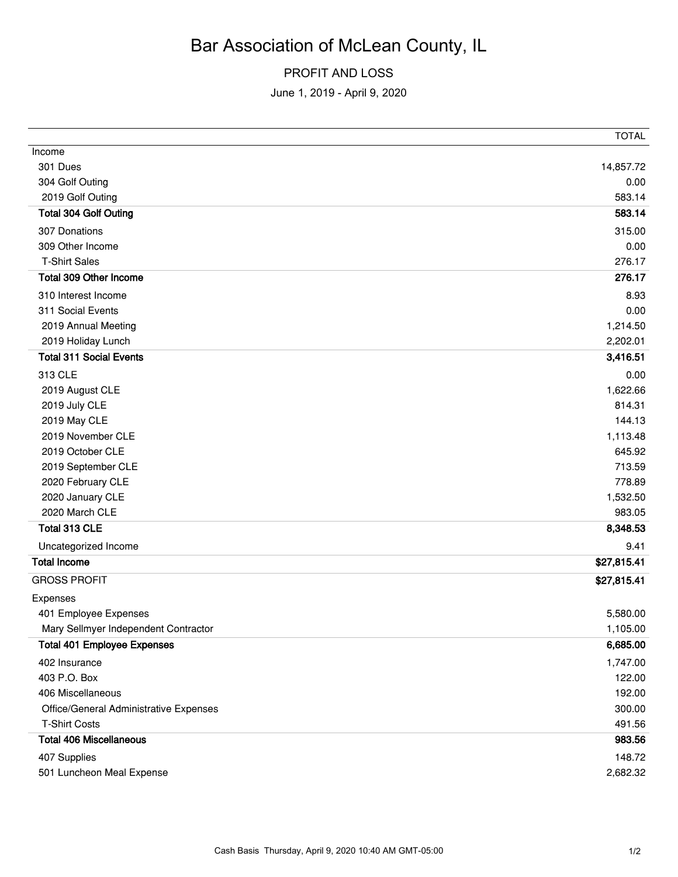# Bar Association of McLean County, IL

## PROFIT AND LOSS

June 1, 2019 - April 9, 2020

| | TOTAL |
|---|---|
| Income | |
| 301 Dues | 14,857.72 |
| 304 Golf Outing | 0.00 |
| 2019 Golf Outing | 583.14 |
| **Total 304 Golf Outing** | **583.14** |
| 307 Donations | 315.00 |
| 309 Other Income | 0.00 |
| T-Shirt Sales | 276.17 |
| **Total 309 Other Income** | **276.17** |
| 310 Interest Income | 8.93 |
| 311 Social Events | 0.00 |
| 2019 Annual Meeting | 1,214.50 |
| 2019 Holiday Lunch | 2,202.01 |
| **Total 311 Social Events** | **3,416.51** |
| 313 CLE | 0.00 |
| 2019 August CLE | 1,622.66 |
| 2019 July CLE | 814.31 |
| 2019 May CLE | 144.13 |
| 2019 November CLE | 1,113.48 |
| 2019 October CLE | 645.92 |
| 2019 September CLE | 713.59 |
| 2020 February CLE | 778.89 |
| 2020 January CLE | 1,532.50 |
| 2020 March CLE | 983.05 |
| **Total 313 CLE** | **8,348.53** |
| Uncategorized Income | 9.41 |
| **Total Income** | **$27,815.41** |
| GROSS PROFIT | **$27,815.41** |
| Expenses | |
| 401 Employee Expenses | 5,580.00 |
| Mary Sellmyer Independent Contractor | 1,105.00 |
| **Total 401 Employee Expenses** | **6,685.00** |
| 402 Insurance | 1,747.00 |
| 403 P.O. Box | 122.00 |
| 406 Miscellaneous | 192.00 |
| Office/General Administrative Expenses | 300.00 |
| T-Shirt Costs | 491.56 |
| **Total 406 Miscellaneous** | **983.56** |
| 407 Supplies | 148.72 |
| 501 Luncheon Meal Expense | 2,682.32 |

Cash Basis Thursday, April 9, 2020 10:40 AM GMT-05:00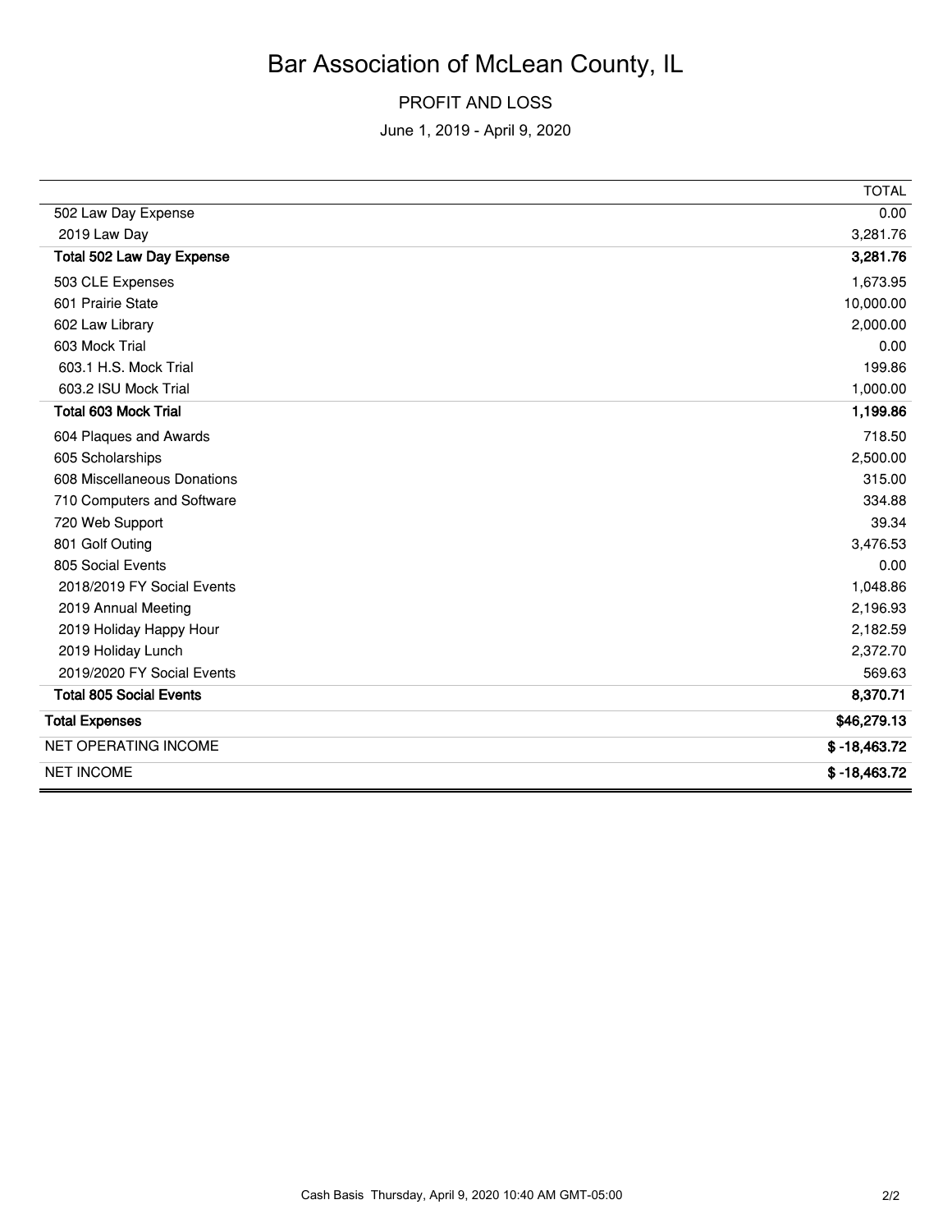# Bar Association of McLean County, IL

PROFIT AND LOSS

June 1, 2019 - April 9, 2020

| | TOTAL |
|---|---|
| 502 Law Day Expense | 0.00 |
| 2019 Law Day | 3,281.76 |
| **Total 502 Law Day Expense** | **3,281.76** |
| 503 CLE Expenses | 1,673.95 |
| 601 Prairie State | 10,000.00 |
| 602 Law Library | 2,000.00 |
| 603 Mock Trial | 0.00 |
| 603.1 H.S. Mock Trial | 199.86 |
| 603.2 ISU Mock Trial | 1,000.00 |
| **Total 603 Mock Trial** | **1,199.86** |
| 604 Plaques and Awards | 718.50 |
| 605 Scholarships | 2,500.00 |
| 608 Miscellaneous Donations | 315.00 |
| 710 Computers and Software | 334.88 |
| 720 Web Support | 39.34 |
| 801 Golf Outing | 3,476.53 |
| 805 Social Events | 0.00 |
| 2018/2019 FY Social Events | 1,048.86 |
| 2019 Annual Meeting | 2,196.93 |
| 2019 Holiday Happy Hour | 2,182.59 |
| 2019 Holiday Lunch | 2,372.70 |
| 2019/2020 FY Social Events | 569.63 |
| **Total 805 Social Events** | **8,370.71** |
| **Total Expenses** | **$46,279.13** |
| NET OPERATING INCOME | **$ -18,463.72** |
| NET INCOME | **$ -18,463.72** |

Cash Basis Thursday, April 9, 2020 10:40 AM GMT-05:00